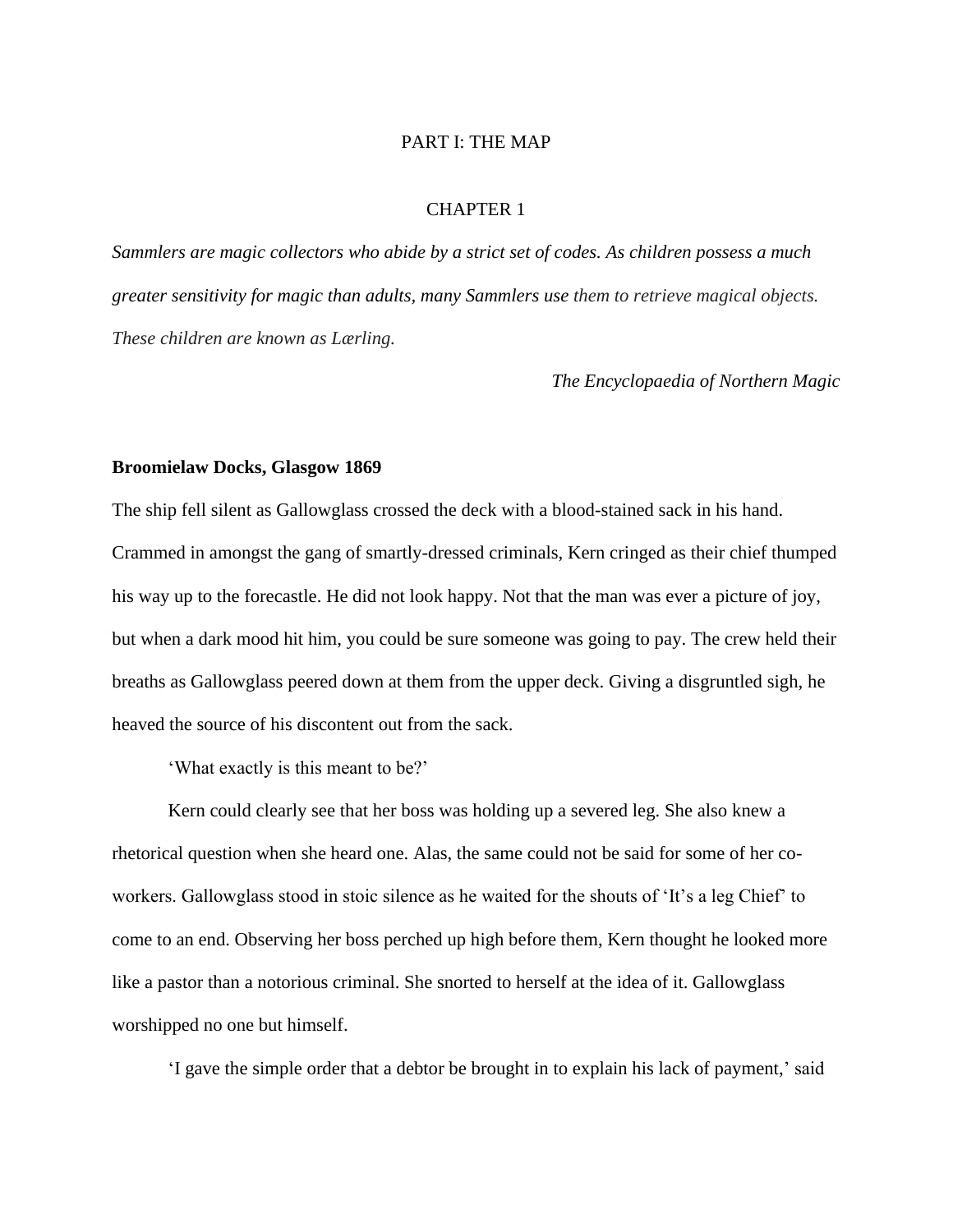# PART I: THE MAP

## CHAPTER 1

*Sammlers are magic collectors who abide by a strict set of codes. As children possess a much greater sensitivity for magic than adults, many Sammlers use them to retrieve magical objects. These children are known as Lærling.*

*The Encyclopaedia of Northern Magic*

**Broomielaw Docks, Glasgow 1869**

The ship fell silent as Gallowglass crossed the deck with a blood-stained sack in his hand. Crammed in amongst the gang of smartly-dressed criminals, Kern cringed as their chief thumped his way up to the forecastle. He did not look happy. Not that the man was ever a picture of joy, but when a dark mood hit him, you could be sure someone was going to pay. The crew held their breaths as Gallowglass peered down at them from the upper deck. Giving a disgruntled sigh, he heaved the source of his discontent out from the sack.

'What exactly is this meant to be?'

Kern could clearly see that her boss was holding up a severed leg. She also knew a rhetorical question when she heard one. Alas, the same could not be said for some of her co-workers. Gallowglass stood in stoic silence as he waited for the shouts of 'It's a leg Chief' to come to an end. Observing her boss perched up high before them, Kern thought he looked more like a pastor than a notorious criminal. She snorted to herself at the idea of it. Gallowglass worshipped no one but himself.

'I gave the simple order that a debtor be brought in to explain his lack of payment,' said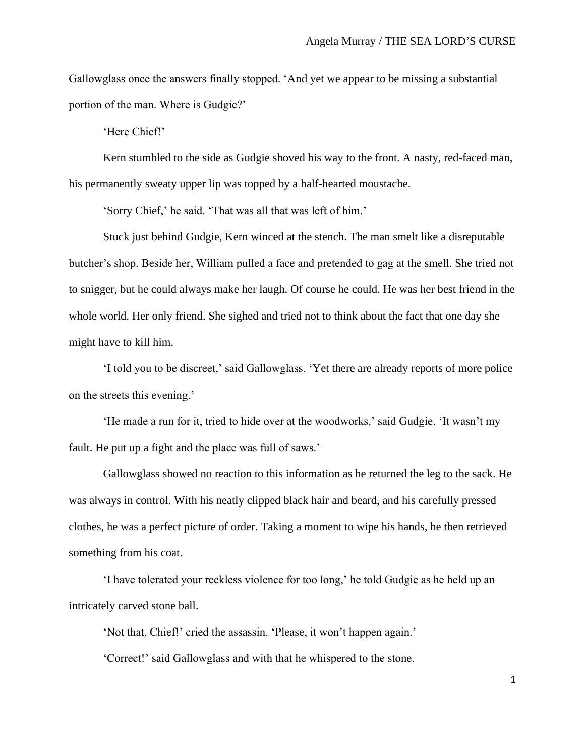Gallowglass once the answers finally stopped. 'And yet we appear to be missing a substantial portion of the man. Where is Gudgie?'

'Here Chief!'

Kern stumbled to the side as Gudgie shoved his way to the front. A nasty, red-faced man, his permanently sweaty upper lip was topped by a half-hearted moustache.

'Sorry Chief,' he said. 'That was all that was left of him.'

Stuck just behind Gudgie, Kern winced at the stench. The man smelt like a disreputable butcher's shop. Beside her, William pulled a face and pretended to gag at the smell. She tried not to snigger, but he could always make her laugh. Of course he could. He was her best friend in the whole world. Her only friend. She sighed and tried not to think about the fact that one day she might have to kill him.

'I told you to be discreet,' said Gallowglass. 'Yet there are already reports of more police on the streets this evening.'

'He made a run for it, tried to hide over at the woodworks,' said Gudgie. 'It wasn't my fault. He put up a fight and the place was full of saws.'

Gallowglass showed no reaction to this information as he returned the leg to the sack. He was always in control. With his neatly clipped black hair and beard, and his carefully pressed clothes, he was a perfect picture of order. Taking a moment to wipe his hands, he then retrieved something from his coat.

'I have tolerated your reckless violence for too long,' he told Gudgie as he held up an intricately carved stone ball.

'Not that, Chief!' cried the assassin. 'Please, it won't happen again.'

'Correct!' said Gallowglass and with that he whispered to the stone.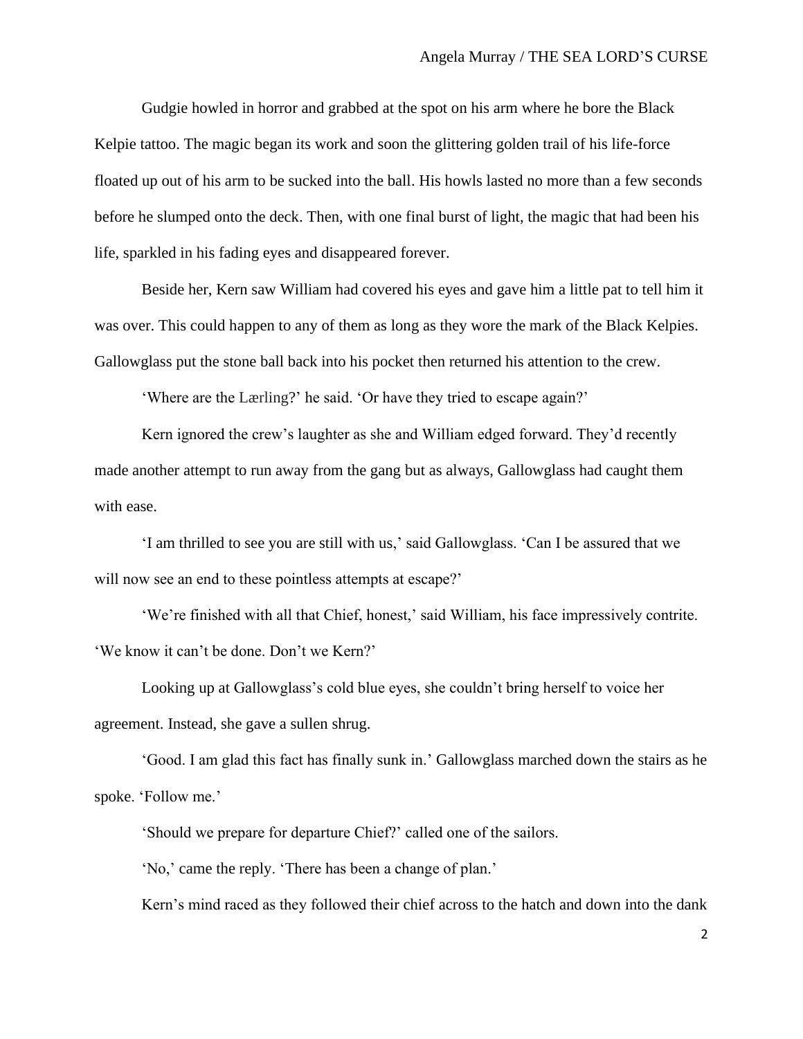Gudgie howled in horror and grabbed at the spot on his arm where he bore the Black Kelpie tattoo. The magic began its work and soon the glittering golden trail of his life-force floated up out of his arm to be sucked into the ball. His howls lasted no more than a few seconds before he slumped onto the deck. Then, with one final burst of light, the magic that had been his life, sparkled in his fading eyes and disappeared forever.

Beside her, Kern saw William had covered his eyes and gave him a little pat to tell him it was over. This could happen to any of them as long as they wore the mark of the Black Kelpies. Gallowglass put the stone ball back into his pocket then returned his attention to the crew.

'Where are the Lærling?' he said. 'Or have they tried to escape again?'

Kern ignored the crew's laughter as she and William edged forward. They'd recently made another attempt to run away from the gang but as always, Gallowglass had caught them with ease.

'I am thrilled to see you are still with us,' said Gallowglass. 'Can I be assured that we will now see an end to these pointless attempts at escape?'

'We're finished with all that Chief, honest,' said William, his face impressively contrite. 'We know it can't be done. Don't we Kern?'

Looking up at Gallowglass's cold blue eyes, she couldn't bring herself to voice her agreement. Instead, she gave a sullen shrug.

'Good. I am glad this fact has finally sunk in.' Gallowglass marched down the stairs as he spoke. 'Follow me.'

'Should we prepare for departure Chief?' called one of the sailors.

'No,' came the reply. 'There has been a change of plan.'

Kern's mind raced as they followed their chief across to the hatch and down into the dank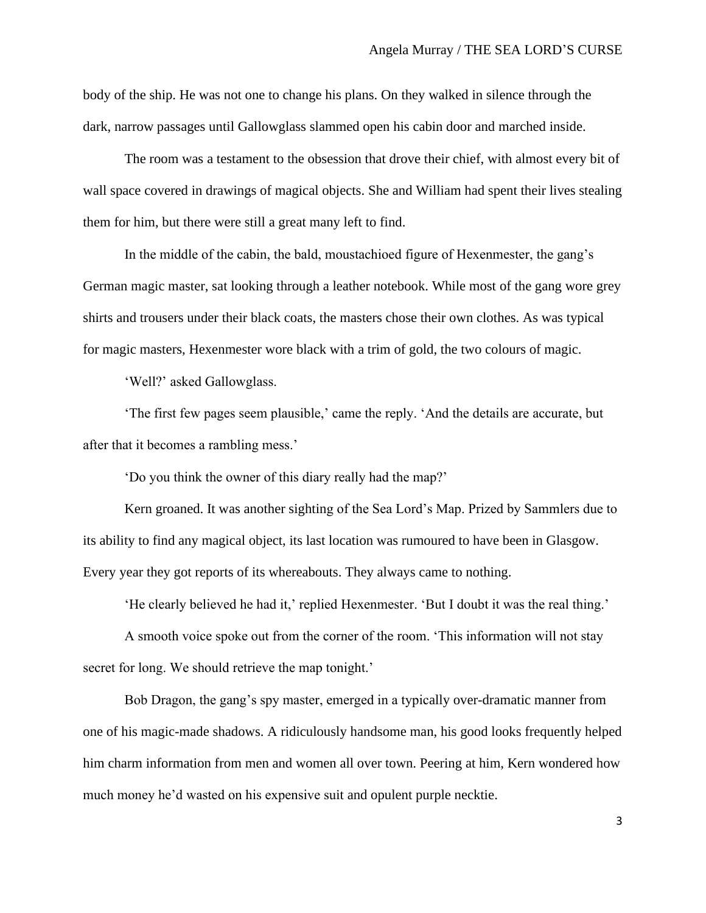body of the ship. He was not one to change his plans. On they walked in silence through the dark, narrow passages until Gallowglass slammed open his cabin door and marched inside.

The room was a testament to the obsession that drove their chief, with almost every bit of wall space covered in drawings of magical objects. She and William had spent their lives stealing them for him, but there were still a great many left to find.

In the middle of the cabin, the bald, moustachioed figure of Hexenmester, the gang's German magic master, sat looking through a leather notebook. While most of the gang wore grey shirts and trousers under their black coats, the masters chose their own clothes. As was typical for magic masters, Hexenmester wore black with a trim of gold, the two colours of magic.

'Well?' asked Gallowglass.

'The first few pages seem plausible,' came the reply. 'And the details are accurate, but after that it becomes a rambling mess.'

'Do you think the owner of this diary really had the map?'

Kern groaned. It was another sighting of the Sea Lord's Map. Prized by Sammlers due to its ability to find any magical object, its last location was rumoured to have been in Glasgow. Every year they got reports of its whereabouts. They always came to nothing.

'He clearly believed he had it,' replied Hexenmester. 'But I doubt it was the real thing.'

A smooth voice spoke out from the corner of the room. 'This information will not stay secret for long. We should retrieve the map tonight.'

Bob Dragon, the gang's spy master, emerged in a typically over-dramatic manner from one of his magic-made shadows. A ridiculously handsome man, his good looks frequently helped him charm information from men and women all over town. Peering at him, Kern wondered how much money he'd wasted on his expensive suit and opulent purple necktie.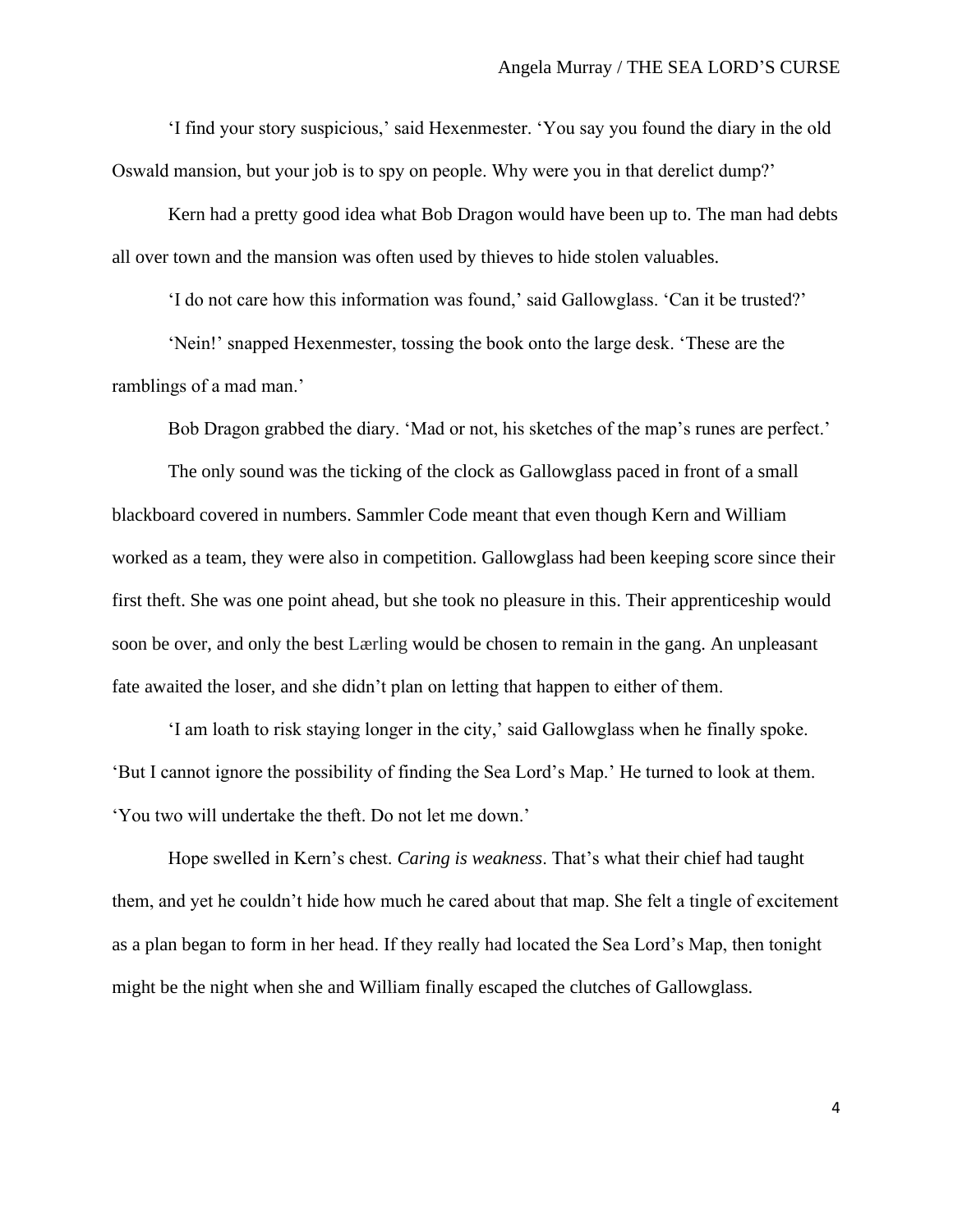'I find your story suspicious,' said Hexenmester. 'You say you found the diary in the old Oswald mansion, but your job is to spy on people. Why were you in that derelict dump?'

Kern had a pretty good idea what Bob Dragon would have been up to. The man had debts all over town and the mansion was often used by thieves to hide stolen valuables.

'I do not care how this information was found,' said Gallowglass. 'Can it be trusted?'

'Nein!' snapped Hexenmester, tossing the book onto the large desk. 'These are the ramblings of a mad man.'

Bob Dragon grabbed the diary. 'Mad or not, his sketches of the map's runes are perfect.'

The only sound was the ticking of the clock as Gallowglass paced in front of a small blackboard covered in numbers. Sammler Code meant that even though Kern and William worked as a team, they were also in competition. Gallowglass had been keeping score since their first theft. She was one point ahead, but she took no pleasure in this. Their apprenticeship would soon be over, and only the best Lærling would be chosen to remain in the gang. An unpleasant fate awaited the loser, and she didn't plan on letting that happen to either of them.

'I am loath to risk staying longer in the city,' said Gallowglass when he finally spoke. 'But I cannot ignore the possibility of finding the Sea Lord's Map.' He turned to look at them. 'You two will undertake the theft. Do not let me down.'

Hope swelled in Kern's chest. *Caring is weakness*. That's what their chief had taught them, and yet he couldn't hide how much he cared about that map. She felt a tingle of excitement as a plan began to form in her head. If they really had located the Sea Lord's Map, then tonight might be the night when she and William finally escaped the clutches of Gallowglass.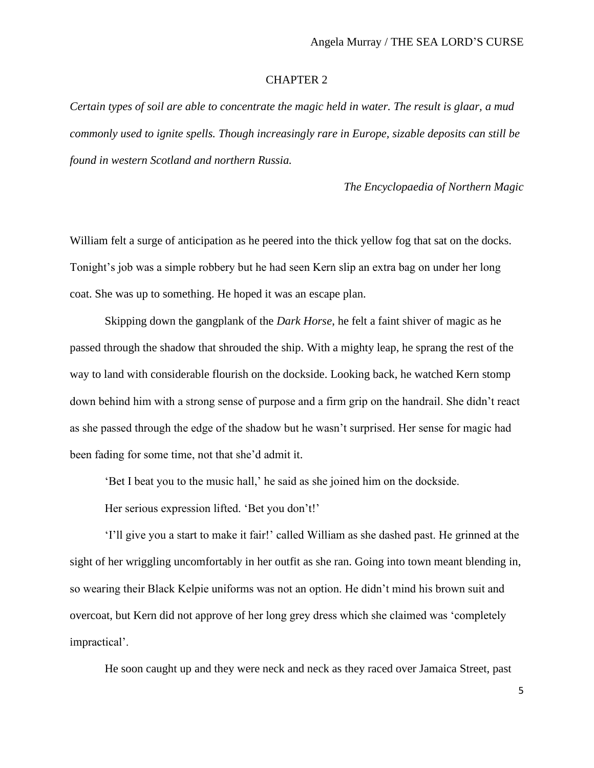## CHAPTER 2

*Certain types of soil are able to concentrate the magic held in water. The result is glaar, a mud commonly used to ignite spells. Though increasingly rare in Europe, sizable deposits can still be found in western Scotland and northern Russia.*

*The Encyclopaedia of Northern Magic*

William felt a surge of anticipation as he peered into the thick yellow fog that sat on the docks. Tonight's job was a simple robbery but he had seen Kern slip an extra bag on under her long coat. She was up to something. He hoped it was an escape plan.

Skipping down the gangplank of the *Dark Horse*, he felt a faint shiver of magic as he passed through the shadow that shrouded the ship. With a mighty leap, he sprang the rest of the way to land with considerable flourish on the dockside. Looking back, he watched Kern stomp down behind him with a strong sense of purpose and a firm grip on the handrail. She didn't react as she passed through the edge of the shadow but he wasn't surprised. Her sense for magic had been fading for some time, not that she'd admit it.

'Bet I beat you to the music hall,' he said as she joined him on the dockside.

Her serious expression lifted. 'Bet you don't!'

'I'll give you a start to make it fair!' called William as she dashed past. He grinned at the sight of her wriggling uncomfortably in her outfit as she ran. Going into town meant blending in, so wearing their Black Kelpie uniforms was not an option. He didn't mind his brown suit and overcoat, but Kern did not approve of her long grey dress which she claimed was 'completely impractical'.

He soon caught up and they were neck and neck as they raced over Jamaica Street, past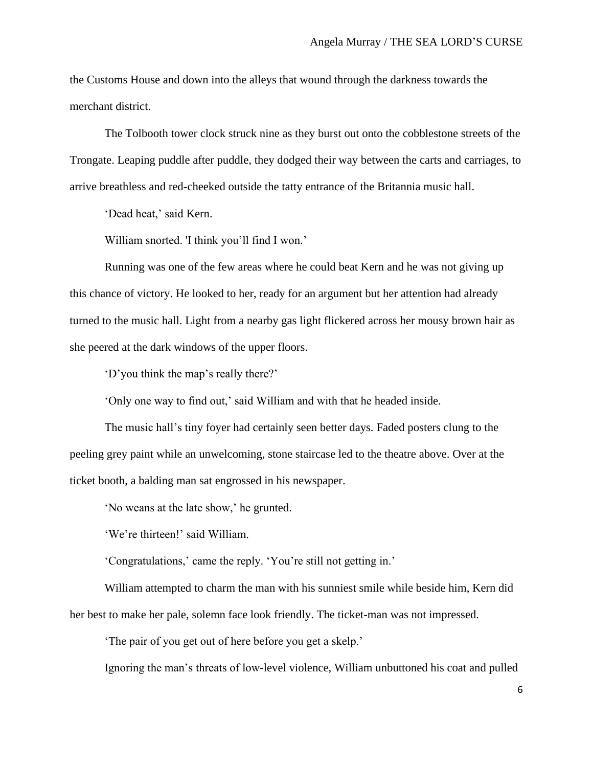the Customs House and down into the alleys that wound through the darkness towards the merchant district.

The Tolbooth tower clock struck nine as they burst out onto the cobblestone streets of the Trongate. Leaping puddle after puddle, they dodged their way between the carts and carriages, to arrive breathless and red-cheeked outside the tatty entrance of the Britannia music hall.

‘Dead heat,’ said Kern.

William snorted. 'I think you’ll find I won.’

Running was one of the few areas where he could beat Kern and he was not giving up this chance of victory. He looked to her, ready for an argument but her attention had already turned to the music hall. Light from a nearby gas light flickered across her mousy brown hair as she peered at the dark windows of the upper floors.

‘D’you think the map’s really there?’

‘Only one way to find out,’ said William and with that he headed inside.

The music hall’s tiny foyer had certainly seen better days. Faded posters clung to the peeling grey paint while an unwelcoming, stone staircase led to the theatre above. Over at the ticket booth, a balding man sat engrossed in his newspaper.

‘No weans at the late show,’ he grunted.

‘We’re thirteen!’ said William.

‘Congratulations,’ came the reply. ‘You’re still not getting in.’

William attempted to charm the man with his sunniest smile while beside him, Kern did her best to make her pale, solemn face look friendly. The ticket-man was not impressed.

‘The pair of you get out of here before you get a skelp.’

Ignoring the man’s threats of low-level violence, William unbuttoned his coat and pulled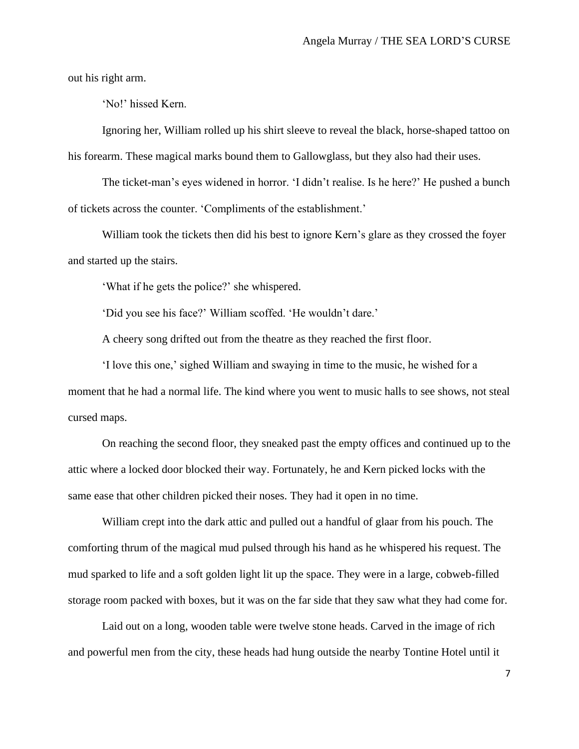out his right arm.

'No!' hissed Kern.

Ignoring her, William rolled up his shirt sleeve to reveal the black, horse-shaped tattoo on his forearm. These magical marks bound them to Gallowglass, but they also had their uses.

The ticket-man's eyes widened in horror. 'I didn't realise. Is he here?' He pushed a bunch of tickets across the counter. 'Compliments of the establishment.'

William took the tickets then did his best to ignore Kern's glare as they crossed the foyer and started up the stairs.

'What if he gets the police?' she whispered.

'Did you see his face?' William scoffed. 'He wouldn't dare.'

A cheery song drifted out from the theatre as they reached the first floor.

'I love this one,' sighed William and swaying in time to the music, he wished for a moment that he had a normal life. The kind where you went to music halls to see shows, not steal cursed maps.

On reaching the second floor, they sneaked past the empty offices and continued up to the attic where a locked door blocked their way. Fortunately, he and Kern picked locks with the same ease that other children picked their noses. They had it open in no time.

William crept into the dark attic and pulled out a handful of glaar from his pouch. The comforting thrum of the magical mud pulsed through his hand as he whispered his request. The mud sparked to life and a soft golden light lit up the space. They were in a large, cobweb-filled storage room packed with boxes, but it was on the far side that they saw what they had come for.

Laid out on a long, wooden table were twelve stone heads. Carved in the image of rich and powerful men from the city, these heads had hung outside the nearby Tontine Hotel until it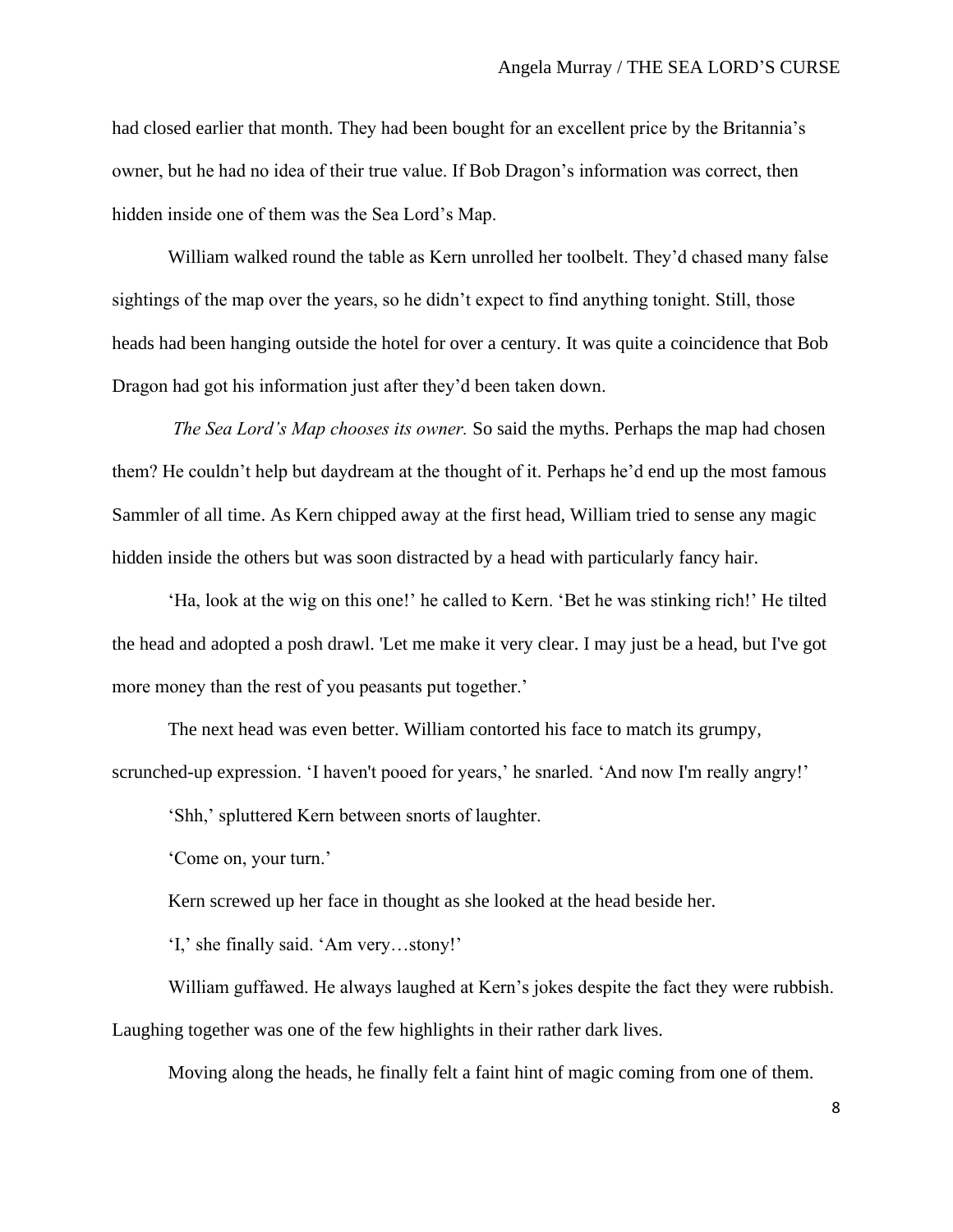had closed earlier that month. They had been bought for an excellent price by the Britannia's owner, but he had no idea of their true value. If Bob Dragon's information was correct, then hidden inside one of them was the Sea Lord's Map.

William walked round the table as Kern unrolled her toolbelt. They'd chased many false sightings of the map over the years, so he didn't expect to find anything tonight. Still, those heads had been hanging outside the hotel for over a century. It was quite a coincidence that Bob Dragon had got his information just after they'd been taken down.

*The Sea Lord's Map chooses its owner.* So said the myths. Perhaps the map had chosen them? He couldn't help but daydream at the thought of it. Perhaps he'd end up the most famous Sammler of all time. As Kern chipped away at the first head, William tried to sense any magic hidden inside the others but was soon distracted by a head with particularly fancy hair.

'Ha, look at the wig on this one!' he called to Kern. 'Bet he was stinking rich!' He tilted the head and adopted a posh drawl. 'Let me make it very clear. I may just be a head, but I've got more money than the rest of you peasants put together.'

The next head was even better. William contorted his face to match its grumpy, scrunched-up expression. 'I haven't pooed for years,' he snarled. 'And now I'm really angry!'

'Shh,' spluttered Kern between snorts of laughter.

'Come on, your turn.'

Kern screwed up her face in thought as she looked at the head beside her.

'I,' she finally said. 'Am very…stony!'

William guffawed. He always laughed at Kern's jokes despite the fact they were rubbish. Laughing together was one of the few highlights in their rather dark lives.

Moving along the heads, he finally felt a faint hint of magic coming from one of them.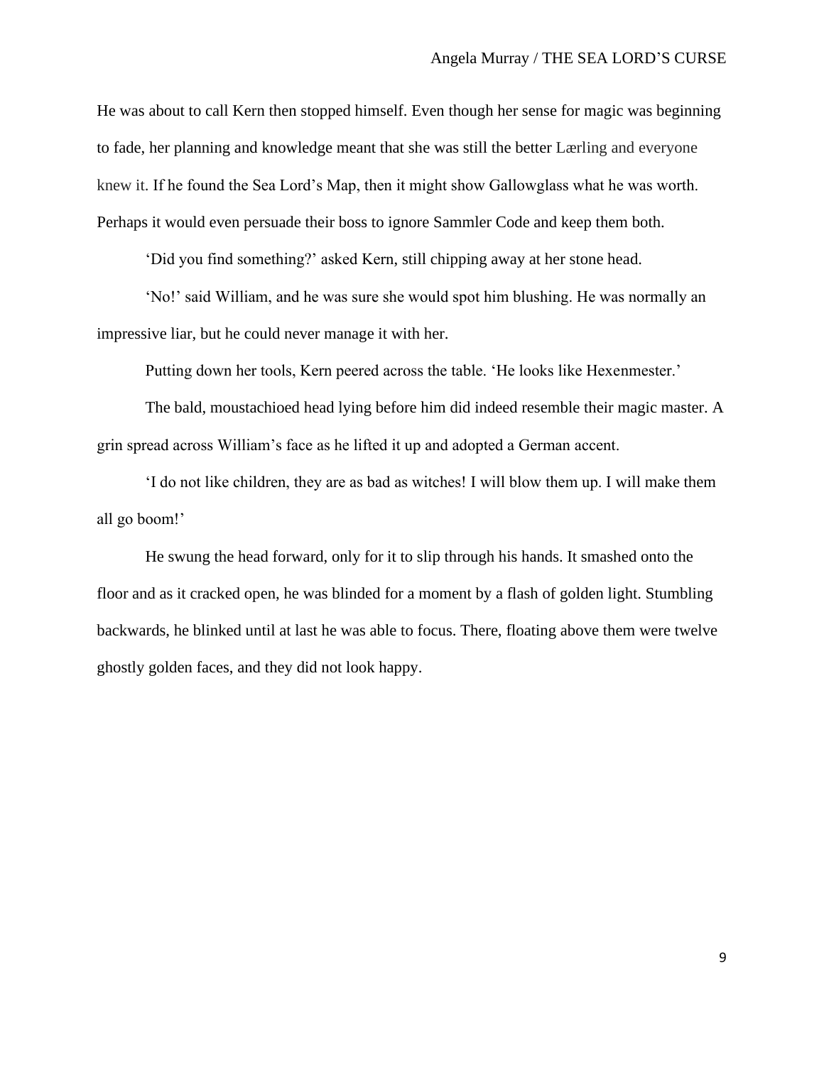He was about to call Kern then stopped himself. Even though her sense for magic was beginning to fade, her planning and knowledge meant that she was still the better Lærling and everyone knew it. If he found the Sea Lord's Map, then it might show Gallowglass what he was worth. Perhaps it would even persuade their boss to ignore Sammler Code and keep them both.

'Did you find something?' asked Kern, still chipping away at her stone head.

'No!' said William, and he was sure she would spot him blushing. He was normally an impressive liar, but he could never manage it with her.

Putting down her tools, Kern peered across the table. 'He looks like Hexenmester.'

The bald, moustachioed head lying before him did indeed resemble their magic master. A grin spread across William's face as he lifted it up and adopted a German accent.

'I do not like children, they are as bad as witches! I will blow them up. I will make them all go boom!'

He swung the head forward, only for it to slip through his hands. It smashed onto the floor and as it cracked open, he was blinded for a moment by a flash of golden light. Stumbling backwards, he blinked until at last he was able to focus. There, floating above them were twelve ghostly golden faces, and they did not look happy.